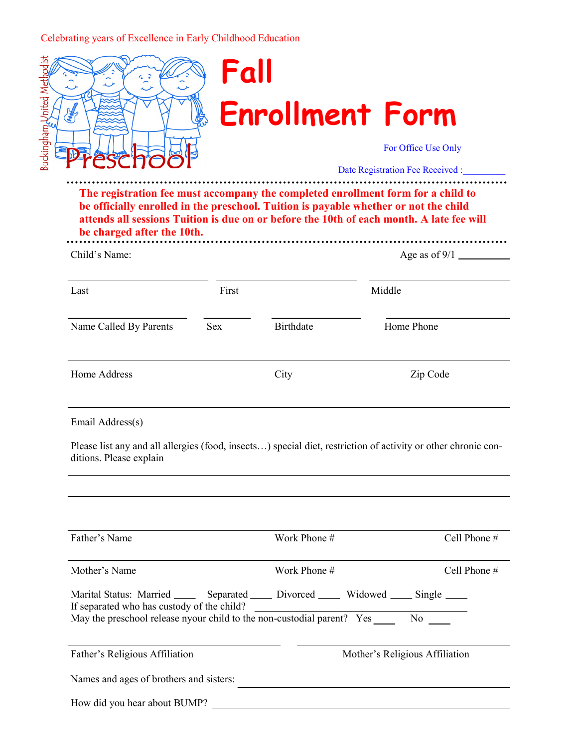Celebrating years of Excellence in Early Childhood Education

Buckingham United Methodist

Preschool

# Fall Enrollment Form

For Office Use Only

Date Registration Fee Received :_________

**The registration fee must accompany the completed enrollment form for a child to be officially enrolled in the preschool. Tuition is payable whether or not the child attends all sessions Tuition is due on or before the 10th of each month. A late fee will be charged after the 10th.**

Child's Name: Age as of 9/1 __________

Last First Middle

Name Called By Parents Sex Birthdate Home Phone

Home Address City Zip Code

Email Address(s)

Please list any and all allergies (food, insects…) special diet, restriction of activity or other chronic conditions. Please explain

Father's Name Work Phone # Cell Phone #

Mother's Name Work Phone # Cell Phone #

Marital Status: Married ____ Separated ____ Divorced ____ Widowed ____ Single ____

If separated who has custody of the child? ________________________________________

May the preschool release nyour child to the non-custodial parent? Yes ____ No ____

Father's Religious Affiliation Mother's Religious Affiliation

Names and ages of brothers and sisters: ________________________________________

How did you hear about BUMP? ________________________________________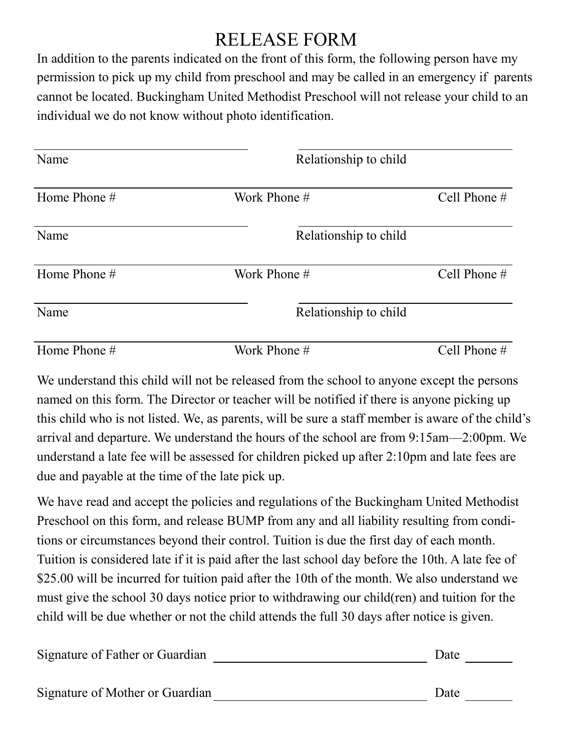# RELEASE FORM

In addition to the parents indicated on the front of this form, the following person have my permission to pick up my child from preschool and may be called in an emergency if parents cannot be located. Buckingham United Methodist Preschool will not release your child to an individual we do not know without photo identification.

Name ______________________ Relationship to child ______________________

Home Phone # ______________ Work Phone # ______________ Cell Phone # ______________

Name ______________________ Relationship to child ______________________

Home Phone # ______________ Work Phone # ______________ Cell Phone # ______________

Name ______________________ Relationship to child ______________________

Home Phone # ______________ Work Phone # ______________ Cell Phone # ______________

We understand this child will not be released from the school to anyone except the persons named on this form. The Director or teacher will be notified if there is anyone picking up this child who is not listed. We, as parents, will be sure a staff member is aware of the child's arrival and departure. We understand the hours of the school are from 9:15am—2:00pm. We understand a late fee will be assessed for children picked up after 2:10pm and late fees are due and payable at the time of the late pick up.

We have read and accept the policies and regulations of the Buckingham United Methodist Preschool on this form, and release BUMP from any and all liability resulting from conditions or circumstances beyond their control. Tuition is due the first day of each month. Tuition is considered late if it is paid after the last school day before the 10th. A late fee of $25.00 will be incurred for tuition paid after the 10th of the month. We also understand we must give the school 30 days notice prior to withdrawing our child(ren) and tuition for the child will be due whether or not the child attends the full 30 days after notice is given.

Signature of Father or Guardian ______________________________ Date ________

Signature of Mother or Guardian ______________________________ Date ________